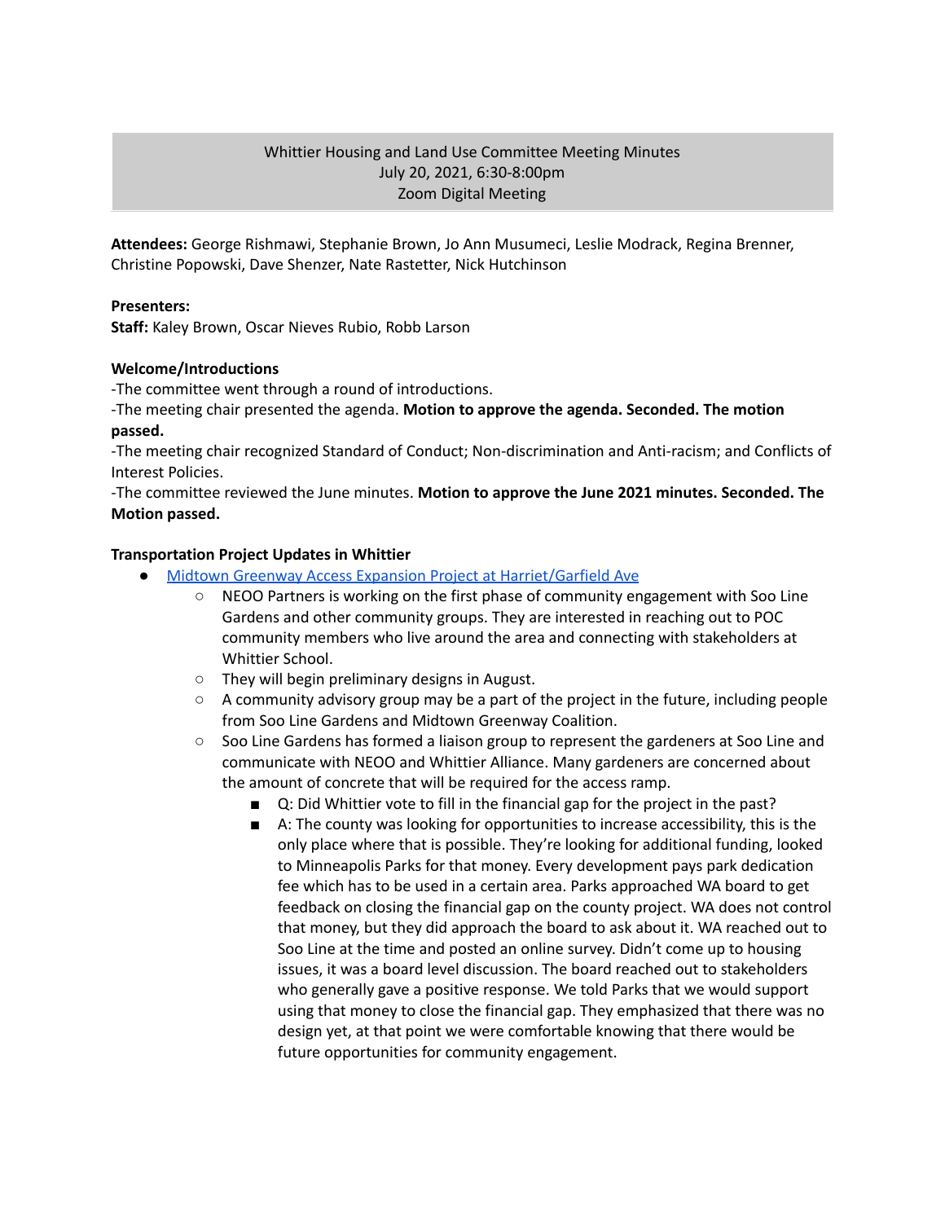Whittier Housing and Land Use Committee Meeting Minutes
July 20, 2021, 6:30-8:00pm
Zoom Digital Meeting

**Attendees:** George Rishmawi, Stephanie Brown, Jo Ann Musumeci, Leslie Modrack, Regina Brenner, Christine Popowski, Dave Shenzer, Nate Rastetter, Nick Hutchinson

**Presenters:**
**Staff:** Kaley Brown, Oscar Nieves Rubio, Robb Larson

**Welcome/Introductions**

-The committee went through a round of introductions.
-The meeting chair presented the agenda. **Motion to approve the agenda. Seconded. The motion passed.**
-The meeting chair recognized Standard of Conduct; Non-discrimination and Anti-racism; and Conflicts of Interest Policies.
-The committee reviewed the June minutes. **Motion to approve the June 2021 minutes. Seconded. The Motion passed.**

**Transportation Project Updates in Whittier**

- Midtown Greenway Access Expansion Project at Harriet/Garfield Ave
  - NEOO Partners is working on the first phase of community engagement with Soo Line Gardens and other community groups. They are interested in reaching out to POC community members who live around the area and connecting with stakeholders at Whittier School.
  - They will begin preliminary designs in August.
  - A community advisory group may be a part of the project in the future, including people from Soo Line Gardens and Midtown Greenway Coalition.
  - Soo Line Gardens has formed a liaison group to represent the gardeners at Soo Line and communicate with NEOO and Whittier Alliance. Many gardeners are concerned about the amount of concrete that will be required for the access ramp.
    - Q: Did Whittier vote to fill in the financial gap for the project in the past?
    - A: The county was looking for opportunities to increase accessibility, this is the only place where that is possible. They're looking for additional funding, looked to Minneapolis Parks for that money. Every development pays park dedication fee which has to be used in a certain area. Parks approached WA board to get feedback on closing the financial gap on the county project. WA does not control that money, but they did approach the board to ask about it. WA reached out to Soo Line at the time and posted an online survey. Didn't come up to housing issues, it was a board level discussion. The board reached out to stakeholders who generally gave a positive response. We told Parks that we would support using that money to close the financial gap. They emphasized that there was no design yet, at that point we were comfortable knowing that there would be future opportunities for community engagement.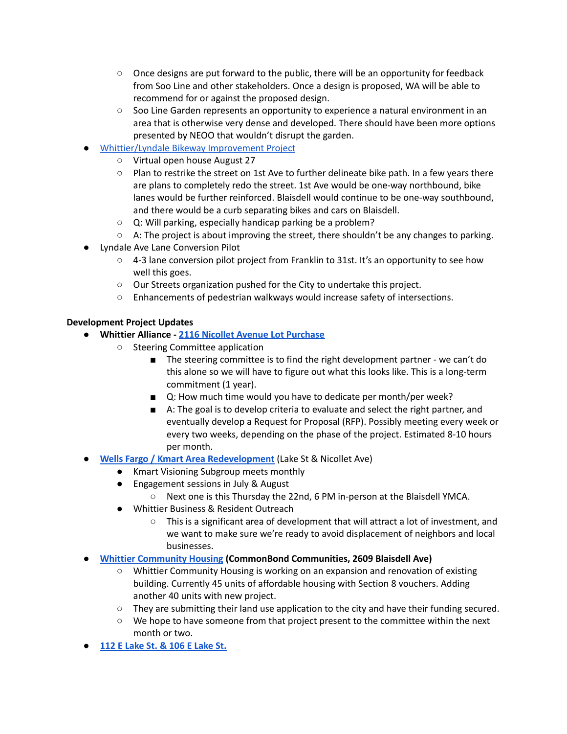- Once designs are put forward to the public, there will be an opportunity for feedback from Soo Line and other stakeholders. Once a design is proposed, WA will be able to recommend for or against the proposed design.
    - Soo Line Garden represents an opportunity to experience a natural environment in an area that is otherwise very dense and developed. There should have been more options presented by NEOO that wouldn't disrupt the garden.
- Whittier/Lyndale Bikeway Improvement Project
    - Virtual open house August 27
    - Plan to restrike the street on 1st Ave to further delineate bike path. In a few years there are plans to completely redo the street. 1st Ave would be one-way northbound, bike lanes would be further reinforced. Blaisdell would continue to be one-way southbound, and there would be a curb separating bikes and cars on Blaisdell.
    - Q: Will parking, especially handicap parking be a problem?
    - A: The project is about improving the street, there shouldn't be any changes to parking.
- Lyndale Ave Lane Conversion Pilot
    - 4-3 lane conversion pilot project from Franklin to 31st. It's an opportunity to see how well this goes.
    - Our Streets organization pushed for the City to undertake this project.
    - Enhancements of pedestrian walkways would increase safety of intersections.

**Development Project Updates**

- **Whittier Alliance - 2116 Nicollet Avenue Lot Purchase**
    - Steering Committee application
        - The steering committee is to find the right development partner - we can't do this alone so we will have to figure out what this looks like. This is a long-term commitment (1 year).
        - Q: How much time would you have to dedicate per month/per week?
        - A: The goal is to develop criteria to evaluate and select the right partner, and eventually develop a Request for Proposal (RFP). Possibly meeting every week or every two weeks, depending on the phase of the project. Estimated 8-10 hours per month.
- **Wells Fargo / Kmart Area Redevelopment** (Lake St & Nicollet Ave)
    - Kmart Visioning Subgroup meets monthly
    - Engagement sessions in July & August
        - Next one is this Thursday the 22nd, 6 PM in-person at the Blaisdell YMCA.
    - Whittier Business & Resident Outreach
        - This is a significant area of development that will attract a lot of investment, and we want to make sure we're ready to avoid displacement of neighbors and local businesses.
- **Whittier Community Housing (CommonBond Communities, 2609 Blaisdell Ave)**
    - Whittier Community Housing is working on an expansion and renovation of existing building. Currently 45 units of affordable housing with Section 8 vouchers. Adding another 40 units with new project.
    - They are submitting their land use application to the city and have their funding secured.
    - We hope to have someone from that project present to the committee within the next month or two.
- **112 E Lake St. & 106 E Lake St.**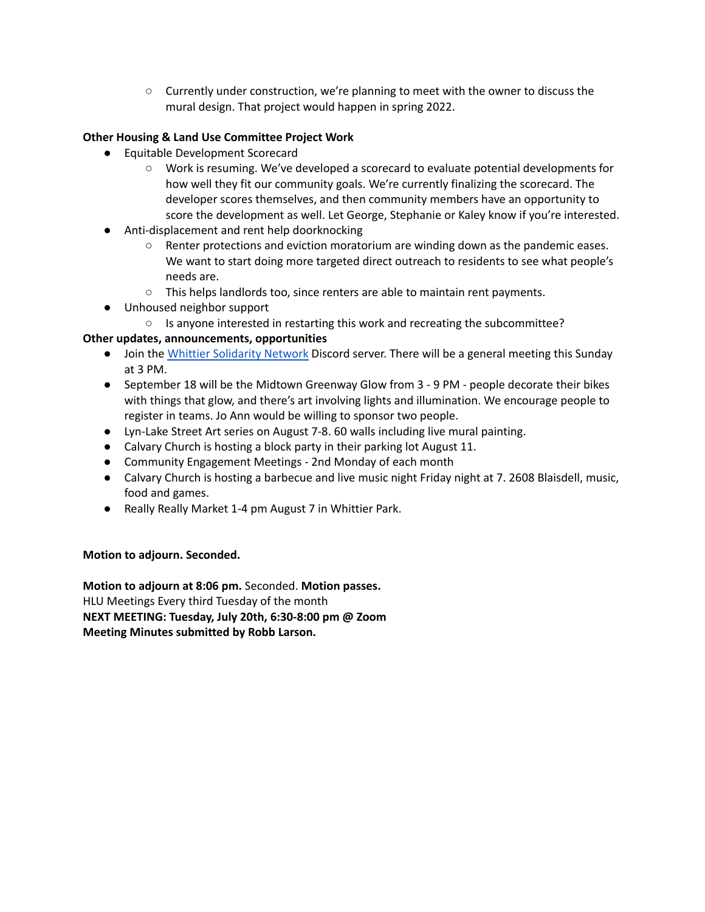- Currently under construction, we're planning to meet with the owner to discuss the mural design. That project would happen in spring 2022.

**Other Housing & Land Use Committee Project Work**

- Equitable Development Scorecard
    - Work is resuming. We've developed a scorecard to evaluate potential developments for how well they fit our community goals. We're currently finalizing the scorecard. The developer scores themselves, and then community members have an opportunity to score the development as well. Let George, Stephanie or Kaley know if you're interested.
- Anti-displacement and rent help doorknocking
    - Renter protections and eviction moratorium are winding down as the pandemic eases. We want to start doing more targeted direct outreach to residents to see what people's needs are.
    - This helps landlords too, since renters are able to maintain rent payments.
- Unhoused neighbor support
    - Is anyone interested in restarting this work and recreating the subcommittee?

**Other updates, announcements, opportunities**

- Join the Whittier Solidarity Network Discord server. There will be a general meeting this Sunday at 3 PM.
- September 18 will be the Midtown Greenway Glow from 3 - 9 PM - people decorate their bikes with things that glow, and there's art involving lights and illumination. We encourage people to register in teams. Jo Ann would be willing to sponsor two people.
- Lyn-Lake Street Art series on August 7-8. 60 walls including live mural painting.
- Calvary Church is hosting a block party in their parking lot August 11.
- Community Engagement Meetings - 2nd Monday of each month
- Calvary Church is hosting a barbecue and live music night Friday night at 7. 2608 Blaisdell, music, food and games.
- Really Really Market 1-4 pm August 7 in Whittier Park.

**Motion to adjourn. Seconded.**

**Motion to adjourn at 8:06 pm.** Seconded. **Motion passes.**
HLU Meetings Every third Tuesday of the month
**NEXT MEETING: Tuesday, July 20th, 6:30-8:00 pm @ Zoom**
**Meeting Minutes submitted by Robb Larson.**